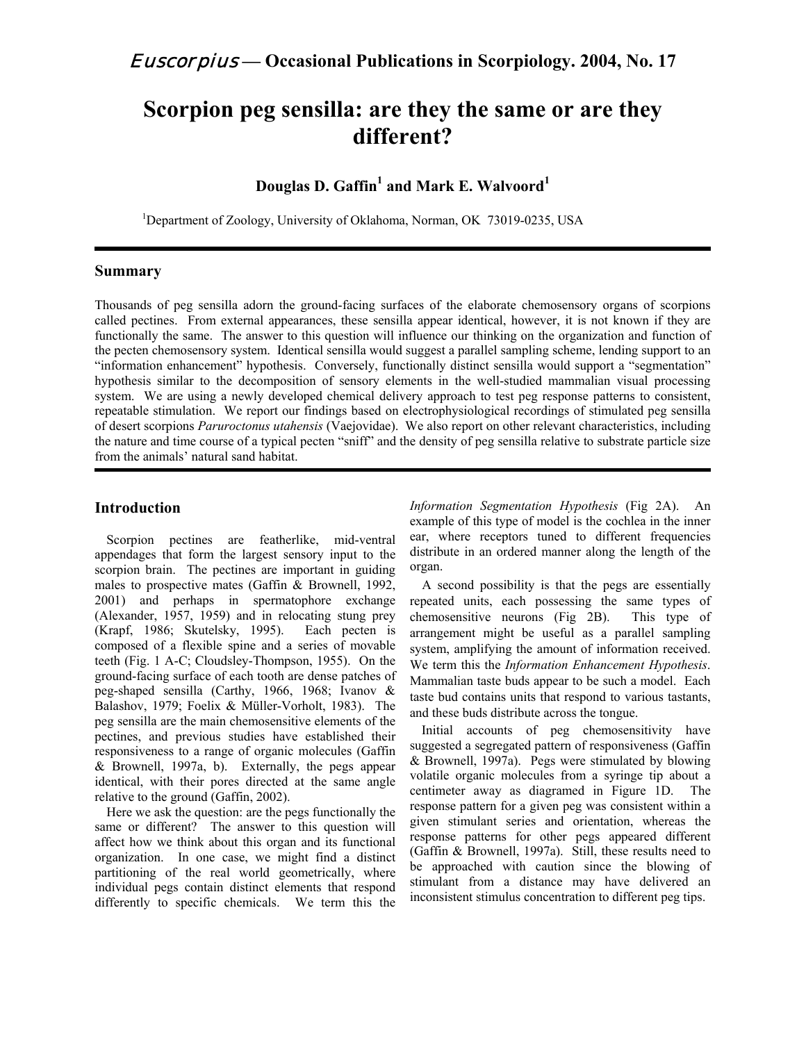*Euscorpius* — **Occasional Publications in Scorpiology. 2004, No. 17**

# Scorpion peg sensilla: are they the same or are they different?

**Douglas D. Gaffin[1] and Mark E. Walvoord[1]**

[1]Department of Zoology, University of Oklahoma, Norman, OK 73019-0235, USA

## Summary

Thousands of peg sensilla adorn the ground-facing surfaces of the elaborate chemosensory organs of scorpions called pectines. From external appearances, these sensilla appear identical, however, it is not known if they are functionally the same. The answer to this question will influence our thinking on the organization and function of the pecten chemosensory system. Identical sensilla would suggest a parallel sampling scheme, lending support to an "information enhancement" hypothesis. Conversely, functionally distinct sensilla would support a "segmentation" hypothesis similar to the decomposition of sensory elements in the well-studied mammalian visual processing system. We are using a newly developed chemical delivery approach to test peg response patterns to consistent, repeatable stimulation. We report our findings based on electrophysiological recordings of stimulated peg sensilla of desert scorpions *Paruroctonus utahensis* (Vaejovidae). We also report on other relevant characteristics, including the nature and time course of a typical pecten "sniff" and the density of peg sensilla relative to substrate particle size from the animals' natural sand habitat.

## Introduction

Scorpion pectines are featherlike, mid-ventral appendages that form the largest sensory input to the scorpion brain. The pectines are important in guiding males to prospective mates (Gaffin & Brownell, 1992, 2001) and perhaps in spermatophore exchange (Alexander, 1957, 1959) and in relocating stung prey (Krapf, 1986; Skutelsky, 1995). Each pecten is composed of a flexible spine and a series of movable teeth (Fig. 1 A-C; Cloudsley-Thompson, 1955). On the ground-facing surface of each tooth are dense patches of peg-shaped sensilla (Carthy, 1966, 1968; Ivanov & Balashov, 1979; Foelix & Müller-Vorholt, 1983). The peg sensilla are the main chemosensitive elements of the pectines, and previous studies have established their responsiveness to a range of organic molecules (Gaffin & Brownell, 1997a, b). Externally, the pegs appear identical, with their pores directed at the same angle relative to the ground (Gaffin, 2002).

Here we ask the question: are the pegs functionally the same or different? The answer to this question will affect how we think about this organ and its functional organization. In one case, we might find a distinct partitioning of the real world geometrically, where individual pegs contain distinct elements that respond differently to specific chemicals. We term this the *Information Segmentation Hypothesis* (Fig 2A). An example of this type of model is the cochlea in the inner ear, where receptors tuned to different frequencies distribute in an ordered manner along the length of the organ.

A second possibility is that the pegs are essentially repeated units, each possessing the same types of chemosensitive neurons (Fig 2B). This type of arrangement might be useful as a parallel sampling system, amplifying the amount of information received. We term this the *Information Enhancement Hypothesis*. Mammalian taste buds appear to be such a model. Each taste bud contains units that respond to various tastants, and these buds distribute across the tongue.

Initial accounts of peg chemosensitivity have suggested a segregated pattern of responsiveness (Gaffin & Brownell, 1997a). Pegs were stimulated by blowing volatile organic molecules from a syringe tip about a centimeter away as diagramed in Figure 1D. The response pattern for a given peg was consistent within a given stimulant series and orientation, whereas the response patterns for other pegs appeared different (Gaffin & Brownell, 1997a). Still, these results need to be approached with caution since the blowing of stimulant from a distance may have delivered an inconsistent stimulus concentration to different peg tips.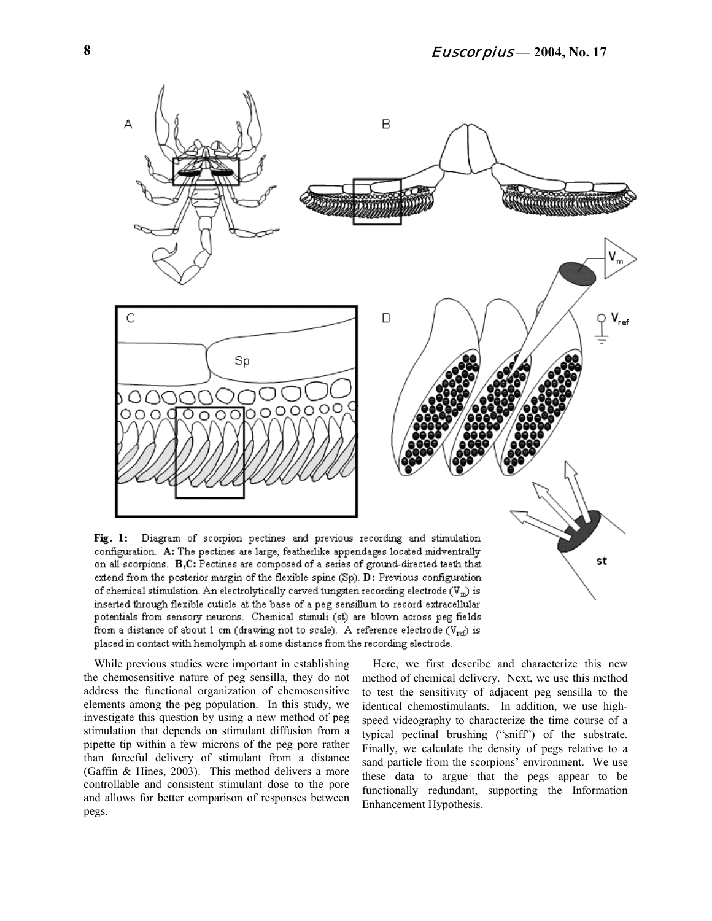**Fig. 1:** Diagram of scorpion pectines and previous recording and stimulation configuration. **A:** The pectines are large, featherlike appendages located midventrally on all scorpions. **B,C:** Pectines are composed of a series of ground-directed teeth that extend from the posterior margin of the flexible spine (Sp). **D:** Previous configuration of chemical stimulation. An electrolytically carved tungsten recording electrode ($V_m$) is inserted through flexible cuticle at the base of a peg sensillum to record extracellular potentials from sensory neurons. Chemical stimuli (st) are blown across peg fields from a distance of about 1 cm (drawing not to scale). A reference electrode ($V_{ref}$) is placed in contact with hemolymph at some distance from the recording electrode.

While previous studies were important in establishing the chemosensitive nature of peg sensilla, they do not address the functional organization of chemosensitive elements among the peg population. In this study, we investigate this question by using a new method of peg stimulation that depends on stimulant diffusion from a pipette tip within a few microns of the peg pore rather than forceful delivery of stimulant from a distance (Gaffin & Hines, 2003). This method delivers a more controllable and consistent stimulant dose to the pore and allows for better comparison of responses between pegs.

Here, we first describe and characterize this new method of chemical delivery. Next, we use this method to test the sensitivity of adjacent peg sensilla to the identical chemostimulants. In addition, we use high-speed videography to characterize the time course of a typical pectinal brushing ("sniff") of the substrate. Finally, we calculate the density of pegs relative to a sand particle from the scorpions' environment. We use these data to argue that the pegs appear to be functionally redundant, supporting the Information Enhancement Hypothesis.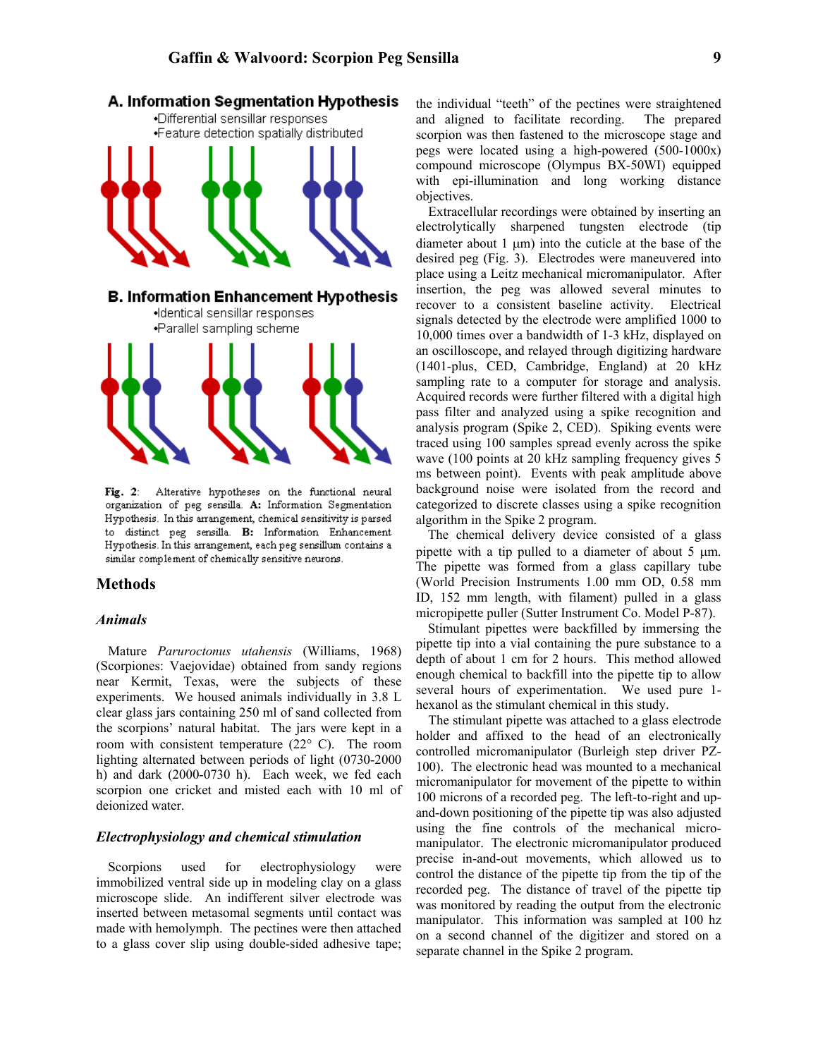**A. Information Segmentation Hypothesis**

- Differential sensillar responses
- Feature detection spatially distributed

**B. Information Enhancement Hypothesis**

- Identical sensillar responses
- Parallel sampling scheme

**Fig. 2**: Alterative hypotheses on the functional neural organization of peg sensilla. **A:** Information Segmentation Hypothesis. In this arrangement, chemical sensitivity is parsed to distinct peg sensilla. **B:** Information Enhancement Hypothesis. In this arrangement, each peg sensillum contains a similar complement of chemically sensitive neurons.

## Methods

### *Animals*

Mature *Paruroctonus utahensis* (Williams, 1968) (Scorpiones: Vaejovidae) obtained from sandy regions near Kermit, Texas, were the subjects of these experiments. We housed animals individually in 3.8 L clear glass jars containing 250 ml of sand collected from the scorpions' natural habitat. The jars were kept in a room with consistent temperature (22° C). The room lighting alternated between periods of light (0730-2000 h) and dark (2000-0730 h). Each week, we fed each scorpion one cricket and misted each with 10 ml of deionized water.

### *Electrophysiology and chemical stimulation*

Scorpions used for electrophysiology were immobilized ventral side up in modeling clay on a glass microscope slide. An indifferent silver electrode was inserted between metasomal segments until contact was made with hemolymph. The pectines were then attached to a glass cover slip using double-sided adhesive tape; the individual "teeth" of the pectines were straightened and aligned to facilitate recording. The prepared scorpion was then fastened to the microscope stage and pegs were located using a high-powered (500-1000x) compound microscope (Olympus BX-50WI) equipped with epi-illumination and long working distance objectives.

Extracellular recordings were obtained by inserting an electrolytically sharpened tungsten electrode (tip diameter about 1 μm) into the cuticle at the base of the desired peg (Fig. 3). Electrodes were maneuvered into place using a Leitz mechanical micromanipulator. After insertion, the peg was allowed several minutes to recover to a consistent baseline activity. Electrical signals detected by the electrode were amplified 1000 to 10,000 times over a bandwidth of 1-3 kHz, displayed on an oscilloscope, and relayed through digitizing hardware (1401-plus, CED, Cambridge, England) at 20 kHz sampling rate to a computer for storage and analysis. Acquired records were further filtered with a digital high pass filter and analyzed using a spike recognition and analysis program (Spike 2, CED). Spiking events were traced using 100 samples spread evenly across the spike wave (100 points at 20 kHz sampling frequency gives 5 ms between point). Events with peak amplitude above background noise were isolated from the record and categorized to discrete classes using a spike recognition algorithm in the Spike 2 program.

The chemical delivery device consisted of a glass pipette with a tip pulled to a diameter of about 5 μm. The pipette was formed from a glass capillary tube (World Precision Instruments 1.00 mm OD, 0.58 mm ID, 152 mm length, with filament) pulled in a glass micropipette puller (Sutter Instrument Co. Model P-87).

Stimulant pipettes were backfilled by immersing the pipette tip into a vial containing the pure substance to a depth of about 1 cm for 2 hours. This method allowed enough chemical to backfill into the pipette tip to allow several hours of experimentation. We used pure 1-hexanol as the stimulant chemical in this study.

The stimulant pipette was attached to a glass electrode holder and affixed to the head of an electronically controlled micromanipulator (Burleigh step driver PZ-100). The electronic head was mounted to a mechanical micromanipulator for movement of the pipette to within 100 microns of a recorded peg. The left-to-right and up-and-down positioning of the pipette tip was also adjusted using the fine controls of the mechanical micro-manipulator. The electronic micromanipulator produced precise in-and-out movements, which allowed us to control the distance of the pipette tip from the tip of the recorded peg. The distance of travel of the pipette tip was monitored by reading the output from the electronic manipulator. This information was sampled at 100 hz on a second channel of the digitizer and stored on a separate channel in the Spike 2 program.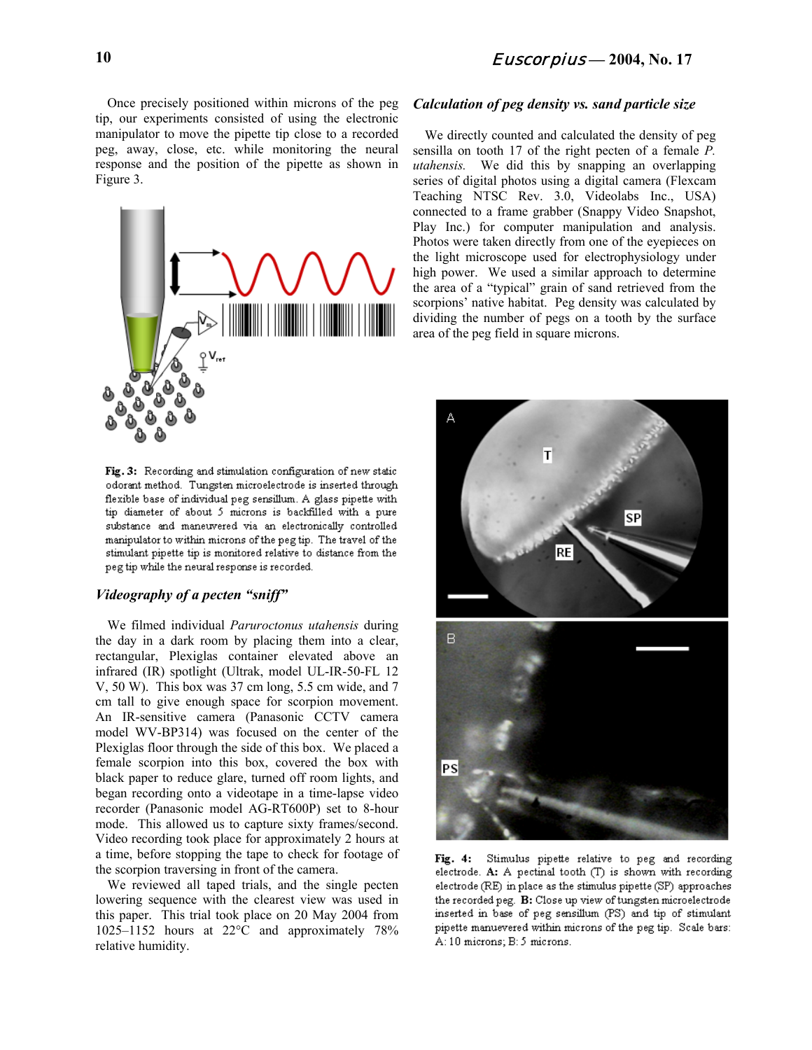Once precisely positioned within microns of the peg tip, our experiments consisted of using the electronic manipulator to move the pipette tip close to a recorded peg, away, close, etc. while monitoring the neural response and the position of the pipette as shown in Figure 3.

**Fig. 3:** Recording and stimulation configuration of new static odorant method. Tungsten microelectrode is inserted through flexible base of individual peg sensillum. A glass pipette with tip diameter of about 5 microns is backfilled with a pure substance and maneuvered via an electronically controlled manipulator to within microns of the peg tip. The travel of the stimulant pipette tip is monitored relative to distance from the peg tip while the neural response is recorded.

### *Videography of a pecten "sniff"*

We filmed individual *Paruroctonus utahensis* during the day in a dark room by placing them into a clear, rectangular, Plexiglas container elevated above an infrared (IR) spotlight (Ultrak, model UL-IR-50-FL 12 V, 50 W). This box was 37 cm long, 5.5 cm wide, and 7 cm tall to give enough space for scorpion movement. An IR-sensitive camera (Panasonic CCTV camera model WV-BP314) was focused on the center of the Plexiglas floor through the side of this box. We placed a female scorpion into this box, covered the box with black paper to reduce glare, turned off room lights, and began recording onto a videotape in a time-lapse video recorder (Panasonic model AG-RT600P) set to 8-hour mode. This allowed us to capture sixty frames/second. Video recording took place for approximately 2 hours at a time, before stopping the tape to check for footage of the scorpion traversing in front of the camera.

We reviewed all taped trials, and the single pecten lowering sequence with the clearest view was used in this paper. This trial took place on 20 May 2004 from 1025–1152 hours at 22°C and approximately 78% relative humidity.

### *Calculation of peg density vs. sand particle size*

We directly counted and calculated the density of peg sensilla on tooth 17 of the right pecten of a female *P. utahensis.* We did this by snapping an overlapping series of digital photos using a digital camera (Flexcam Teaching NTSC Rev. 3.0, Videolabs Inc., USA) connected to a frame grabber (Snappy Video Snapshot, Play Inc.) for computer manipulation and analysis. Photos were taken directly from one of the eyepieces on the light microscope used for electrophysiology under high power. We used a similar approach to determine the area of a "typical" grain of sand retrieved from the scorpions' native habitat. Peg density was calculated by dividing the number of pegs on a tooth by the surface area of the peg field in square microns.

**Fig. 4:** Stimulus pipette relative to peg and recording electrode. **A:** A pectinal tooth (T) is shown with recording electrode (RE) in place as the stimulus pipette (SP) approaches the recorded peg. **B:** Close up view of tungsten microelectrode inserted in base of peg sensillum (PS) and tip of stimulant pipette manuevered within microns of the peg tip. Scale bars: A: 10 microns; B: 5 microns.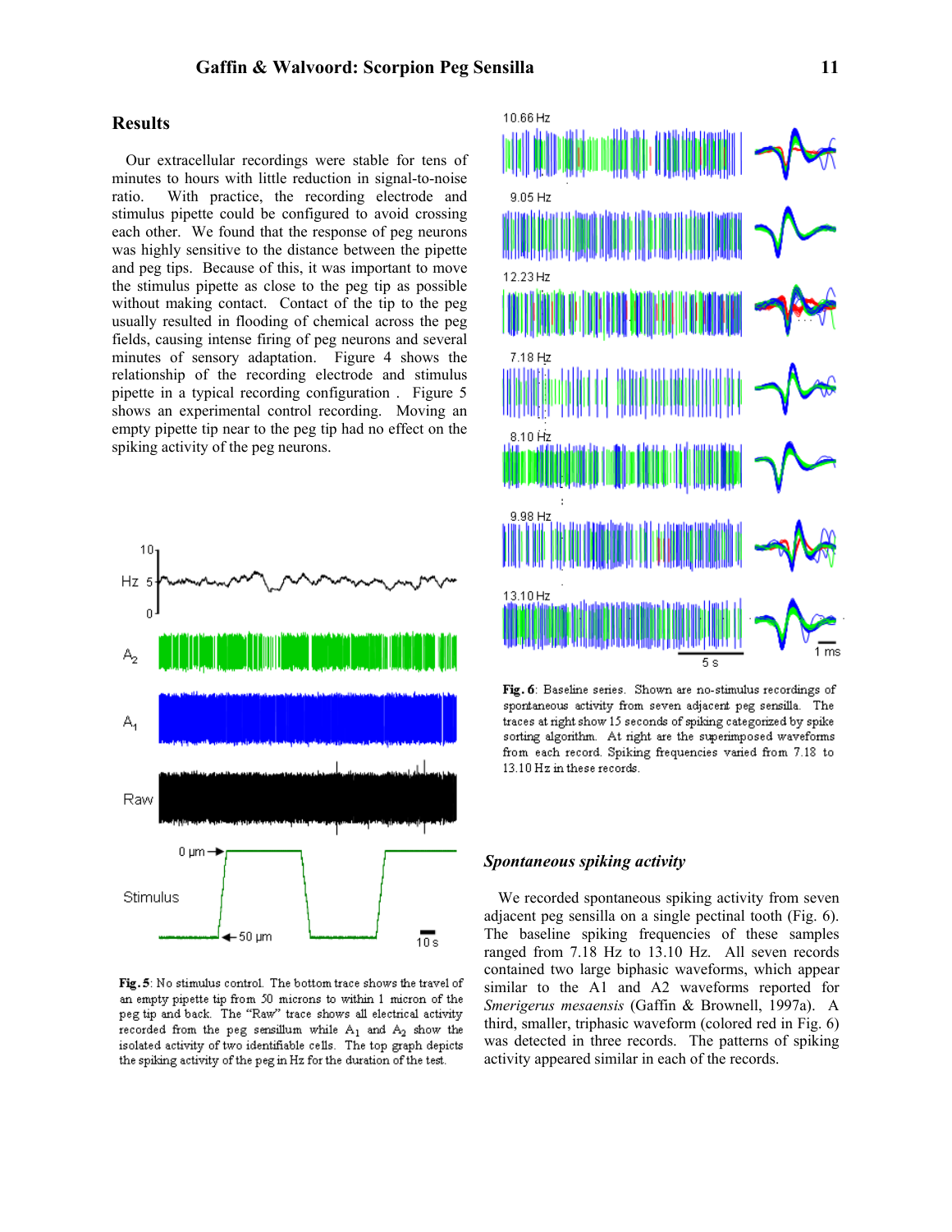## Results

Our extracellular recordings were stable for tens of minutes to hours with little reduction in signal-to-noise ratio. With practice, the recording electrode and stimulus pipette could be configured to avoid crossing each other. We found that the response of peg neurons was highly sensitive to the distance between the pipette and peg tips. Because of this, it was important to move the stimulus pipette as close to the peg tip as possible without making contact. Contact of the tip to the peg usually resulted in flooding of chemical across the peg fields, causing intense firing of peg neurons and several minutes of sensory adaptation. Figure 4 shows the relationship of the recording electrode and stimulus pipette in a typical recording configuration . Figure 5 shows an experimental control recording. Moving an empty pipette tip near to the peg tip had no effect on the spiking activity of the peg neurons.

**Fig. 5**: No stimulus control. The bottom trace shows the travel of an empty pipette tip from 50 microns to within 1 micron of the peg tip and back. The "Raw" trace shows all electrical activity recorded from the peg sensillum while $A_1$ and $A_2$ show the isolated activity of two identifiable cells. The top graph depicts the spiking activity of the peg in Hz for the duration of the test.

**Fig. 6**: Baseline series. Shown are no-stimulus recordings of spontaneous activity from seven adjacent peg sensilla. The traces at right show 15 seconds of spiking categorized by spike sorting algorithm. At right are the superimposed waveforms from each record. Spiking frequencies varied from 7.18 to 13.10 Hz in these records.

### *Spontaneous spiking activity*

We recorded spontaneous spiking activity from seven adjacent peg sensilla on a single pectinal tooth (Fig. 6). The baseline spiking frequencies of these samples ranged from 7.18 Hz to 13.10 Hz. All seven records contained two large biphasic waveforms, which appear similar to the A1 and A2 waveforms reported for *Smerigerus mesaensis* (Gaffin & Brownell, 1997a). A third, smaller, triphasic waveform (colored red in Fig. 6) was detected in three records. The patterns of spiking activity appeared similar in each of the records.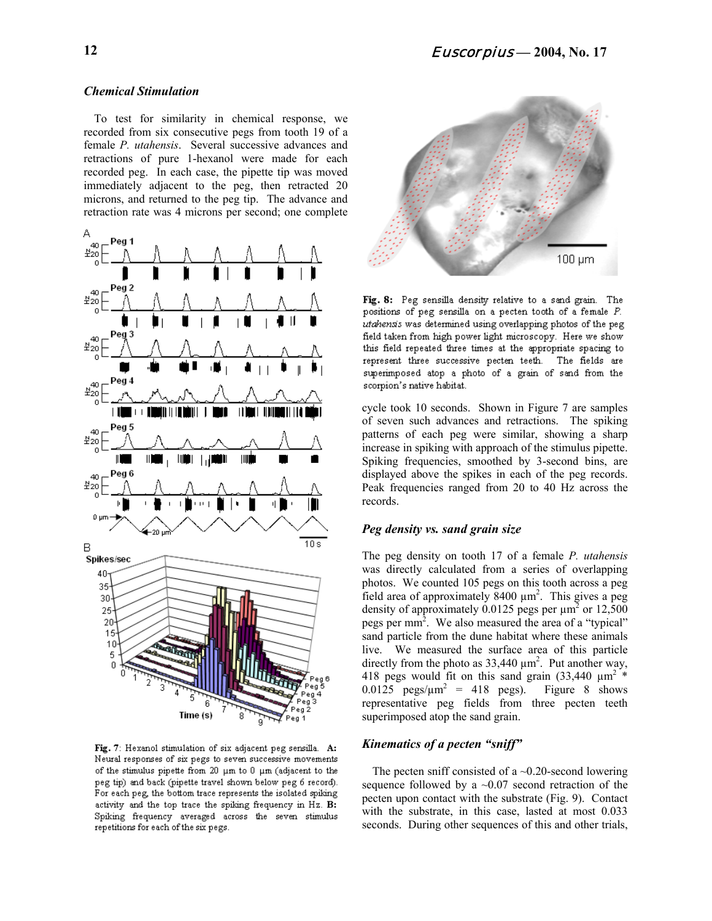### Chemical Stimulation

To test for similarity in chemical response, we recorded from six consecutive pegs from tooth 19 of a female *P. utahensis*. Several successive advances and retractions of pure 1-hexanol were made for each recorded peg. In each case, the pipette tip was moved immediately adjacent to the peg, then retracted 20 microns, and returned to the peg tip. The advance and retraction rate was 4 microns per second; one complete cycle took 10 seconds. Shown in Figure 7 are samples of seven such advances and retractions. The spiking patterns of each peg were similar, showing a sharp increase in spiking with approach of the stimulus pipette. Spiking frequencies, smoothed by 3-second bins, are displayed above the spikes in each of the peg records. Peak frequencies ranged from 20 to 40 Hz across the records.

**Fig. 7**: Hexanol stimulation of six adjacent peg sensilla. **A:** Neural responses of six pegs to seven successive movements of the stimulus pipette from 20 µm to 0 µm (adjacent to the peg tip) and back (pipette travel shown below peg 6 record). For each peg, the bottom trace represents the isolated spiking activity and the top trace the spiking frequency in Hz. **B:** Spiking frequency averaged across the seven stimulus repetitions for each of the six pegs.

**Fig. 8:** Peg sensilla density relative to a sand grain. The positions of peg sensilla on a pecten tooth of a female *P. utahensis* was determined using overlapping photos of the peg field taken from high power light microscopy. Here we show this field repeated three times at the appropriate spacing to represent three successive pecten teeth. The fields are superimposed atop a photo of a grain of sand from the scorpion's native habitat.

### Peg density vs. sand grain size

The peg density on tooth 17 of a female *P. utahensis* was directly calculated from a series of overlapping photos. We counted 105 pegs on this tooth across a peg field area of approximately 8400 µm$^2$. This gives a peg density of approximately 0.0125 pegs per µm$^2$ or 12,500 pegs per mm$^2$. We also measured the area of a "typical" sand particle from the dune habitat where these animals live. We measured the surface area of this particle directly from the photo as 33,440 µm$^2$. Put another way, 418 pegs would fit on this sand grain (33,440 µm$^2$ * 0.0125 pegs/µm$^2$ = 418 pegs). Figure 8 shows representative peg fields from three pecten teeth superimposed atop the sand grain.

### Kinematics of a pecten "sniff"

The pecten sniff consisted of a ~0.20-second lowering sequence followed by a ~0.07 second retraction of the pecten upon contact with the substrate (Fig. 9). Contact with the substrate, in this case, lasted at most 0.033 seconds. During other sequences of this and other trials,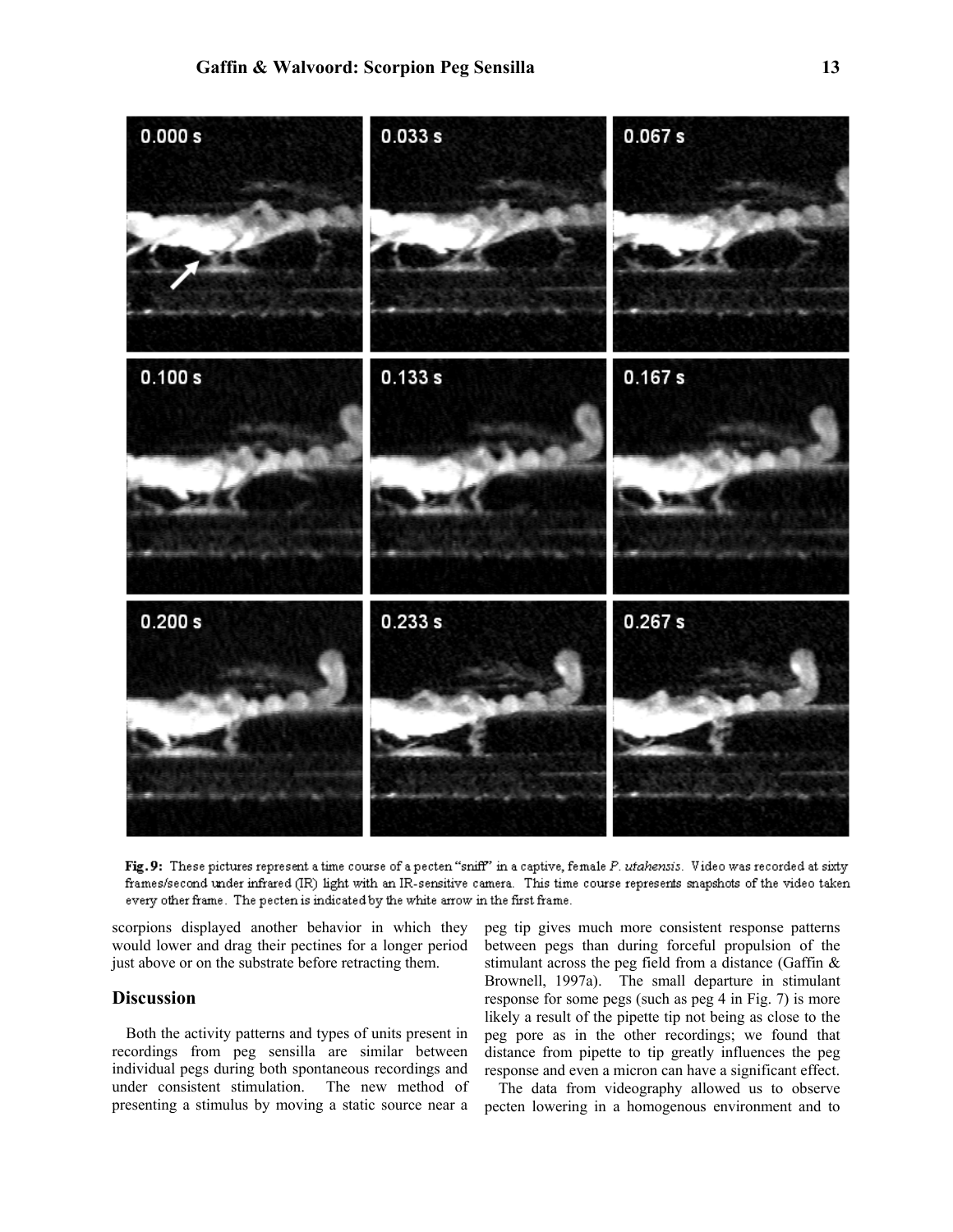Fig. 9: These pictures represent a time course of a pecten "sniff" in a captive, female *P. utahensis*. Video was recorded at sixty frames/second under infrared (IR) light with an IR-sensitive camera. This time course represents snapshots of the video taken every other frame. The pecten is indicated by the white arrow in the first frame.

scorpions displayed another behavior in which they would lower and drag their pectines for a longer period just above or on the substrate before retracting them.

## Discussion

Both the activity patterns and types of units present in recordings from peg sensilla are similar between individual pegs during both spontaneous recordings and under consistent stimulation. The new method of presenting a stimulus by moving a static source near a peg tip gives much more consistent response patterns between pegs than during forceful propulsion of the stimulant across the peg field from a distance (Gaffin & Brownell, 1997a). The small departure in stimulant response for some pegs (such as peg 4 in Fig. 7) is more likely a result of the pipette tip not being as close to the peg pore as in the other recordings; we found that distance from pipette to tip greatly influences the peg response and even a micron can have a significant effect.

The data from videography allowed us to observe pecten lowering in a homogenous environment and to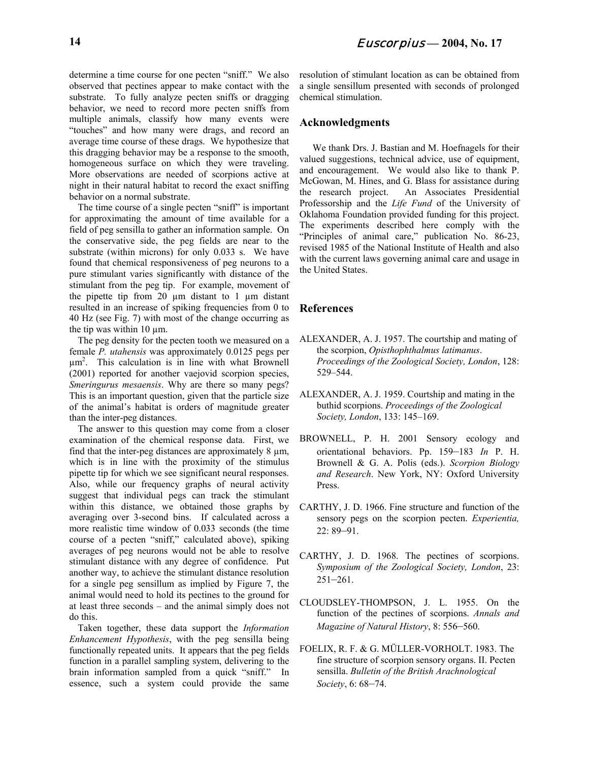determine a time course for one pecten "sniff." We also observed that pectines appear to make contact with the substrate. To fully analyze pecten sniffs or dragging behavior, we need to record more pecten sniffs from multiple animals, classify how many events were "touches" and how many were drags, and record an average time course of these drags. We hypothesize that this dragging behavior may be a response to the smooth, homogeneous surface on which they were traveling. More observations are needed of scorpions active at night in their natural habitat to record the exact sniffing behavior on a normal substrate.

The time course of a single pecten "sniff" is important for approximating the amount of time available for a field of peg sensilla to gather an information sample. On the conservative side, the peg fields are near to the substrate (within microns) for only 0.033 s. We have found that chemical responsiveness of peg neurons to a pure stimulant varies significantly with distance of the stimulant from the peg tip. For example, movement of the pipette tip from 20 µm distant to 1 µm distant resulted in an increase of spiking frequencies from 0 to 40 Hz (see Fig. 7) with most of the change occurring as the tip was within 10 µm.

The peg density for the pecten tooth we measured on a female *P. utahensis* was approximately 0.0125 pegs per $\mu m^2$. This calculation is in line with what Brownell (2001) reported for another vaejovid scorpion species, *Smeringurus mesaensis*. Why are there so many pegs? This is an important question, given that the particle size of the animal's habitat is orders of magnitude greater than the inter-peg distances.

The answer to this question may come from a closer examination of the chemical response data. First, we find that the inter-peg distances are approximately 8 µm, which is in line with the proximity of the stimulus pipette tip for which we see significant neural responses. Also, while our frequency graphs of neural activity suggest that individual pegs can track the stimulant within this distance, we obtained those graphs by averaging over 3-second bins. If calculated across a more realistic time window of 0.033 seconds (the time course of a pecten "sniff," calculated above), spiking averages of peg neurons would not be able to resolve stimulant distance with any degree of confidence. Put another way, to achieve the stimulant distance resolution for a single peg sensillum as implied by Figure 7, the animal would need to hold its pectines to the ground for at least three seconds – and the animal simply does not do this.

Taken together, these data support the *Information Enhancement Hypothesis*, with the peg sensilla being functionally repeated units. It appears that the peg fields function in a parallel sampling system, delivering to the brain information sampled from a quick "sniff." In essence, such a system could provide the same resolution of stimulant location as can be obtained from a single sensillum presented with seconds of prolonged chemical stimulation.

## Acknowledgments

We thank Drs. J. Bastian and M. Hoefnagels for their valued suggestions, technical advice, use of equipment, and encouragement. We would also like to thank P. McGowan, M. Hines, and G. Blass for assistance during the research project. An Associates Presidential Professorship and the *Life Fund* of the University of Oklahoma Foundation provided funding for this project. The experiments described here comply with the "Principles of animal care," publication No. 86-23, revised 1985 of the National Institute of Health and also with the current laws governing animal care and usage in the United States.

## References

ALEXANDER, A. J. 1957. The courtship and mating of the scorpion, *Opisthophthalmus latimanus*. *Proceedings of the Zoological Society, London*, 128: 529–544.

ALEXANDER, A. J. 1959. Courtship and mating in the buthid scorpions. *Proceedings of the Zoological Society, London*, 133: 145–169.

BROWNELL, P. H. 2001 Sensory ecology and orientational behaviors. Pp. 159–183 *In* P. H. Brownell & G. A. Polis (eds.). *Scorpion Biology and Research*. New York, NY: Oxford University Press.

CARTHY, J. D. 1966. Fine structure and function of the sensory pegs on the scorpion pecten. *Experientia,* 22: 89–91.

CARTHY, J. D. 1968. The pectines of scorpions. *Symposium of the Zoological Society, London*, 23: 251–261.

CLOUDSLEY-THOMPSON, J. L. 1955. On the function of the pectines of scorpions. *Annals and Magazine of Natural History*, 8: 556–560.

FOELIX, R. F. & G. MÜLLER-VORHOLT. 1983. The fine structure of scorpion sensory organs. II. Pecten sensilla. *Bulletin of the British Arachnological Society*, 6: 68–74.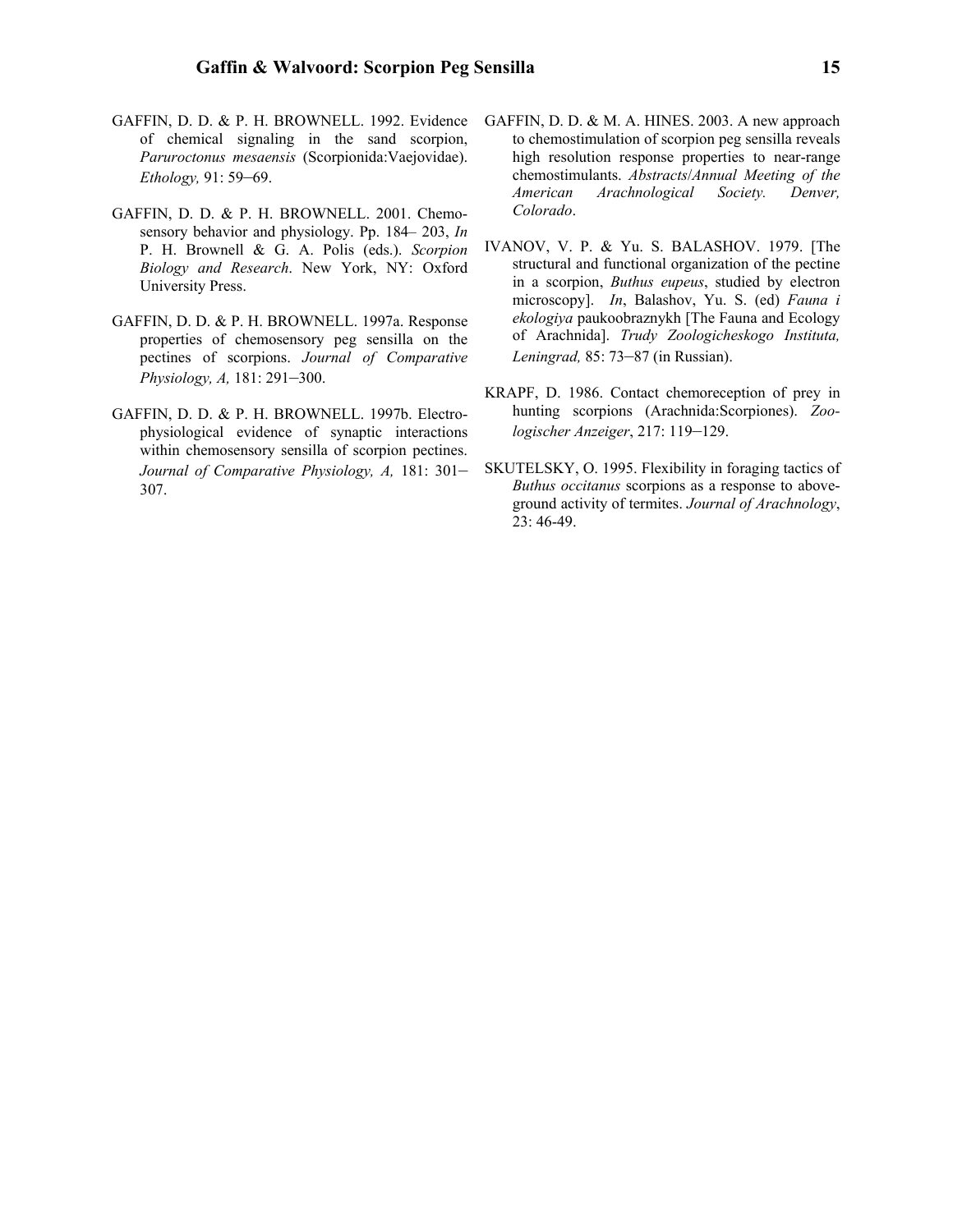GAFFIN, D. D. & P. H. BROWNELL. 1992. Evidence of chemical signaling in the sand scorpion, *Paruroctonus mesaensis* (Scorpionida:Vaejovidae). *Ethology,* 91: 59–69.

GAFFIN, D. D. & P. H. BROWNELL. 2001. Chemosensory behavior and physiology. Pp. 184– 203, *In* P. H. Brownell & G. A. Polis (eds.). *Scorpion Biology and Research*. New York, NY: Oxford University Press.

GAFFIN, D. D. & P. H. BROWNELL. 1997a. Response properties of chemosensory peg sensilla on the pectines of scorpions. *Journal of Comparative Physiology, A,* 181: 291–300.

GAFFIN, D. D. & P. H. BROWNELL. 1997b. Electrophysiological evidence of synaptic interactions within chemosensory sensilla of scorpion pectines. *Journal of Comparative Physiology, A,* 181: 301–307.

GAFFIN, D. D. & M. A. HINES. 2003. A new approach to chemostimulation of scorpion peg sensilla reveals high resolution response properties to near-range chemostimulants. *Abstracts/Annual Meeting of the American Arachnological Society. Denver, Colorado*.

IVANOV, V. P. & Yu. S. BALASHOV. 1979. [The structural and functional organization of the pectine in a scorpion, *Buthus eupeus*, studied by electron microscopy]. *In*, Balashov, Yu. S. (ed) *Fauna i ekologiya* paukoobraznykh [The Fauna and Ecology of Arachnida]. *Trudy Zoologicheskogo Instituta, Leningrad,* 85: 73–87 (in Russian).

KRAPF, D. 1986. Contact chemoreception of prey in hunting scorpions (Arachnida:Scorpiones). *Zoologischer Anzeiger*, 217: 119–129.

SKUTELSKY, O. 1995. Flexibility in foraging tactics of *Buthus occitanus* scorpions as a response to above-ground activity of termites. *Journal of Arachnology*, 23: 46-49.